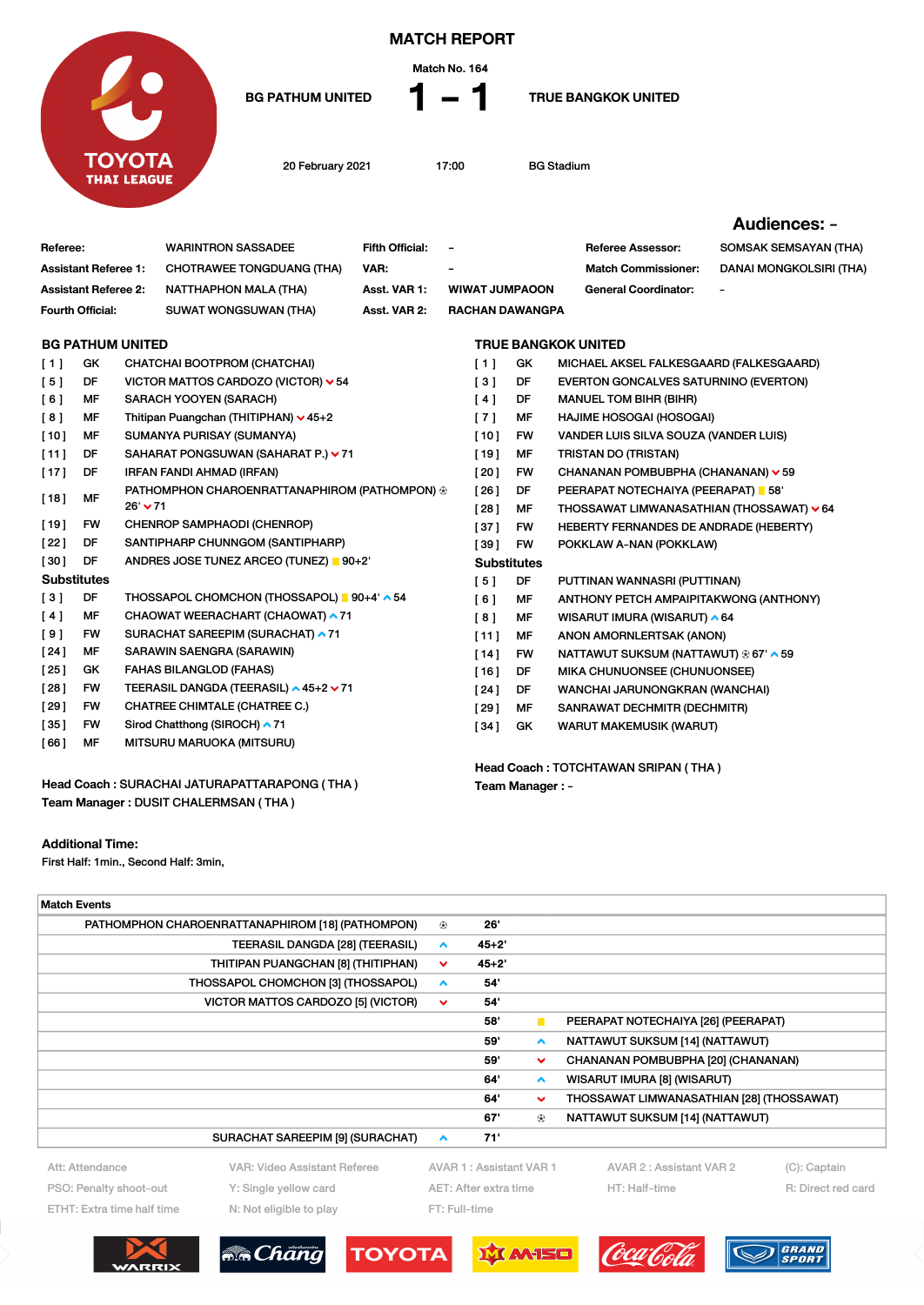# MATCH REPORT

Match No. 164

**BG PATHUM UNITED** **1 – 1** **TRUE BANGKOK UNITED**

20 February 2021 | 17:00 | BG Stadium

## Audiences: -

| | | | | | |
|---|---|---|---|---|---|
| **Referee:** | WARINTRON SASSADEE | **Fifth Official:** | - | **Referee Assessor:** | SOMSAK SEMSAYAN (THA) |
| **Assistant Referee 1:** | CHOTRAWEE TONGDUANG (THA) | **VAR:** | - | **Match Commissioner:** | DANAI MONGKOLSIRI (THA) |
| **Assistant Referee 2:** | NATTHAPHON MALA (THA) | **Asst. VAR 1:** | WIWAT JUMPAOON | **General Coordinator:** | - |
| **Fourth Official:** | SUWAT WONGSUWAN (THA) | **Asst. VAR 2:** | RACHAN DAWANGPA | | |

## BG PATHUM UNITED

| No. | Pos | Player |
|---|---|---|
| [ 1 ] | GK | CHATCHAI BOOTPROM (CHATCHAI) |
| [ 5 ] | DF | VICTOR MATTOS CARDOZO (VICTOR) ⌄ 54 |
| [ 6 ] | MF | SARACH YOOYEN (SARACH) |
| [ 8 ] | MF | Thitipan Puangchan (THITIPHAN) ⌄ 45+2 |
| [ 10 ] | MF | SUMANYA PURISAY (SUMANYA) |
| [ 11 ] | DF | SAHARAT PONGSUWAN (SAHARAT P.) ⌄ 71 |
| [ 17 ] | DF | IRFAN FANDI AHMAD (IRFAN) |
| [ 18 ] | MF | PATHOMPHON CHAROENRATTANAPHIROM (PATHOMPON) ⚽ 26' ⌄ 71 |
| [ 19 ] | FW | CHENROP SAMPHAODI (CHENROP) |
| [ 22 ] | DF | SANTIPHARP CHUNNGOM (SANTIPHARP) |
| [ 30 ] | DF | ANDRES JOSE TUNEZ ARCEO (TUNEZ) 🟨 90+2' |

### Substitutes

| No. | Pos | Player |
|---|---|---|
| [ 3 ] | DF | THOSSAPOL CHOMCHON (THOSSAPOL) 🟨 90+4' ^ 54 |
| [ 4 ] | MF | CHAOWAT WEERACHART (CHAOWAT) ^ 71 |
| [ 9 ] | FW | SURACHAT SAREEPIM (SURACHAT) ^ 71 |
| [ 24 ] | MF | SARAWIN SAENGRA (SARAWIN) |
| [ 25 ] | GK | FAHAS BILANGLOD (FAHAS) |
| [ 28 ] | FW | TEERASIL DANGDA (TEERASIL) ^ 45+2 ⌄ 71 |
| [ 29 ] | FW | CHATREE CHIMTALE (CHATREE C.) |
| [ 35 ] | FW | Sirod Chatthong (SIROCH) ^ 71 |
| [ 66 ] | MF | MITSURU MARUOKA (MITSURU) |

**Head Coach : SURACHAI JATURAPATTARAPONG ( THA )**
**Team Manager : DUSIT CHALERMSAN ( THA )**

## TRUE BANGKOK UNITED

| No. | Pos | Player |
|---|---|---|
| [ 1 ] | GK | MICHAEL AKSEL FALKESGAARD (FALKESGAARD) |
| [ 3 ] | DF | EVERTON GONCALVES SATURNINO (EVERTON) |
| [ 4 ] | DF | MANUEL TOM BIHR (BIHR) |
| [ 7 ] | MF | HAJIME HOSOGAI (HOSOGAI) |
| [ 10 ] | FW | VANDER LUIS SILVA SOUZA (VANDER LUIS) |
| [ 19 ] | MF | TRISTAN DO (TRISTAN) |
| [ 20 ] | FW | CHANANAN POMBUBPHA (CHANANAN) ⌄ 59 |
| [ 26 ] | DF | PEERAPAT NOTECHAIYA (PEERAPAT) 🟨 58' |
| [ 28 ] | MF | THOSSAWAT LIMWANASATHIAN (THOSSAWAT) ⌄ 64 |
| [ 37 ] | FW | HEBERTY FERNANDES DE ANDRADE (HEBERTY) |
| [ 39 ] | FW | POKKLAW A-NAN (POKKLAW) |

### Substitutes

| No. | Pos | Player |
|---|---|---|
| [ 5 ] | DF | PUTTINAN WANNASRI (PUTTINAN) |
| [ 6 ] | MF | ANTHONY PETCH AMPAIPITAKWONG (ANTHONY) |
| [ 8 ] | MF | WISARUT IMURA (WISARUT) ^ 64 |
| [ 11 ] | MF | ANON AMORNLERTSAK (ANON) |
| [ 14 ] | FW | NATTAWUT SUKSUM (NATTAWUT) ⚽ 67' ^ 59 |
| [ 16 ] | DF | MIKA CHUNUONSEE (CHUNUONSEE) |
| [ 24 ] | DF | WANCHAI JARUNONGKRAN (WANCHAI) |
| [ 29 ] | MF | SANRAWAT DECHMITR (DECHMITR) |
| [ 34 ] | GK | WARUT MAKEMUSIK (WARUT) |

**Head Coach : TOTCHTAWAN SRIPAN ( THA )**
**Team Manager : -**

**Additional Time:**
First Half: 1min., Second Half: 3min,

## Match Events

| BG Pathum United | | Minute | | True Bangkok United |
|---|---|---|---|---|
| PATHOMPHON CHAROENRATTANAPHIROM [18] (PATHOMPON) | ⚽ | 26' | | |
| TEERASIL DANGDA [28] (TEERASIL) | ^ | 45+2' | | |
| THITIPAN PUANGCHAN [8] (THITIPHAN) | ⌄ | 45+2' | | |
| THOSSAPOL CHOMCHON [3] (THOSSAPOL) | ^ | 54' | | |
| VICTOR MATTOS CARDOZO [5] (VICTOR) | ⌄ | 54' | | |
| | | 58' | 🟨 | PEERAPAT NOTECHAIYA [26] (PEERAPAT) |
| | | 59' | ^ | NATTAWUT SUKSUM [14] (NATTAWUT) |
| | | 59' | ⌄ | CHANANAN POMBUBPHA [20] (CHANANAN) |
| | | 64' | ^ | WISARUT IMURA [8] (WISARUT) |
| | | 64' | ⌄ | THOSSAWAT LIMWANASATHIAN [28] (THOSSAWAT) |
| | | 67' | ⚽ | NATTAWUT SUKSUM [14] (NATTAWUT) |
| SURACHAT SAREEPIM [9] (SURACHAT) | ^ | 71' | | |

Att: Attendance | VAR: Video Assistant Referee | AVAR 1 : Assistant VAR 1 | AVAR 2 : Assistant VAR 2 | (C): Captain
PSO: Penalty shoot-out | Y: Single yellow card | AET: After extra time | HT: Half-time | R: Direct red card
ETHT: Extra time half time | N: Not eligible to play | FT: Full-time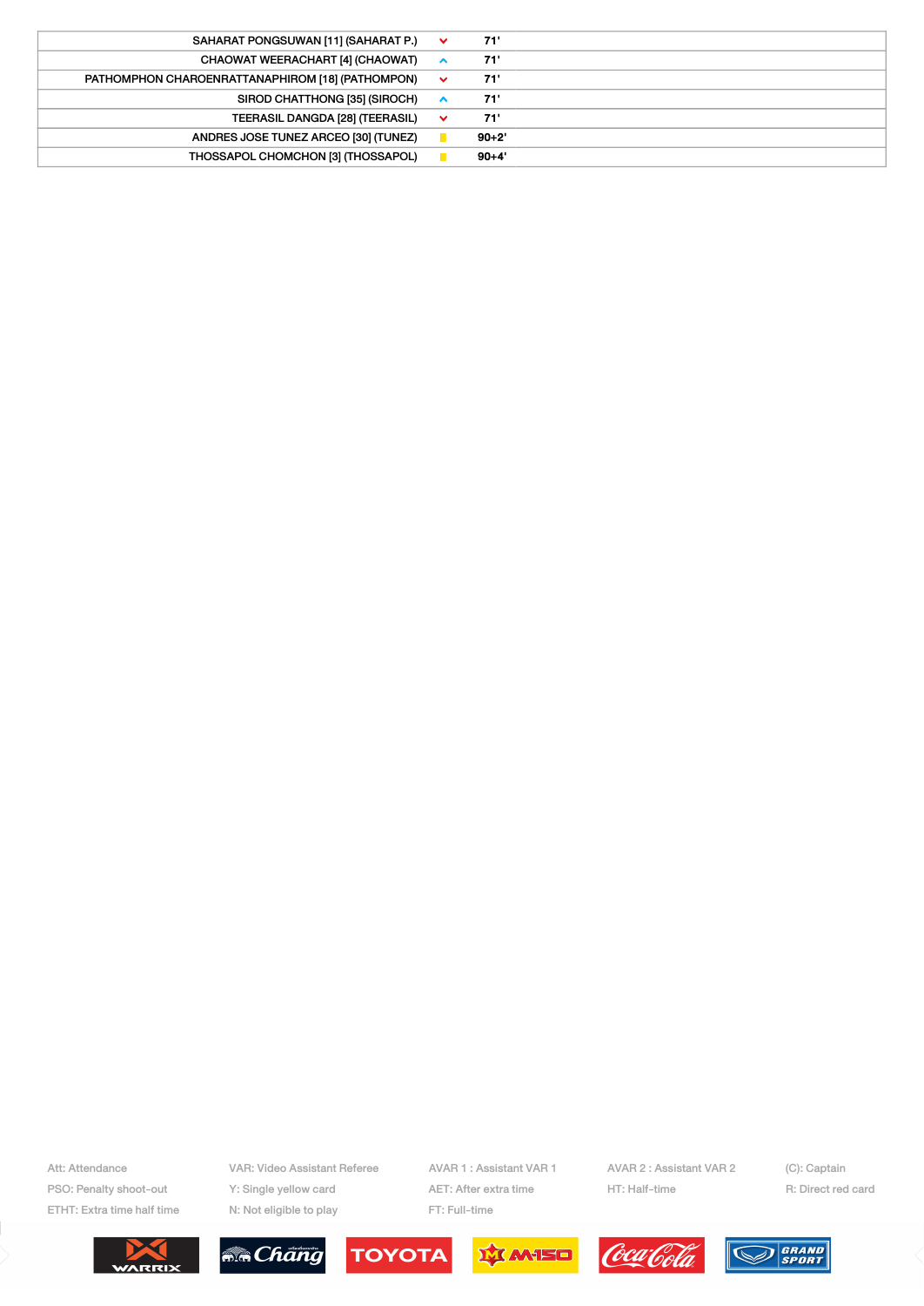| | | |
|---|---|---|
| SAHARAT PONGSUWAN [11] (SAHARAT P.) | ⌄ | 71' |
| CHAOWAT WEERACHART [4] (CHAOWAT) | ^ | 71' |
| PATHOMPHON CHAROENRATTANAPHIROM [18] (PATHOMPON) | ⌄ | 71' |
| SIROD CHATTHONG [35] (SIROCH) | ^ | 71' |
| TEERASIL DANGDA [28] (TEERASIL) | ⌄ | 71' |
| ANDRES JOSE TUNEZ ARCEO [30] (TUNEZ) | Y | 90+2' |
| THOSSAPOL CHOMCHON [3] (THOSSAPOL) | Y | 90+4' |

Att: Attendance

PSO: Penalty shoot-out

ETHT: Extra time half time

VAR: Video Assistant Referee

Y: Single yellow card

N: Not eligible to play

AVAR 1 : Assistant VAR 1

AET: After extra time

FT: Full-time

AVAR 2 : Assistant VAR 2

HT: Half-time

(C): Captain

R: Direct red card